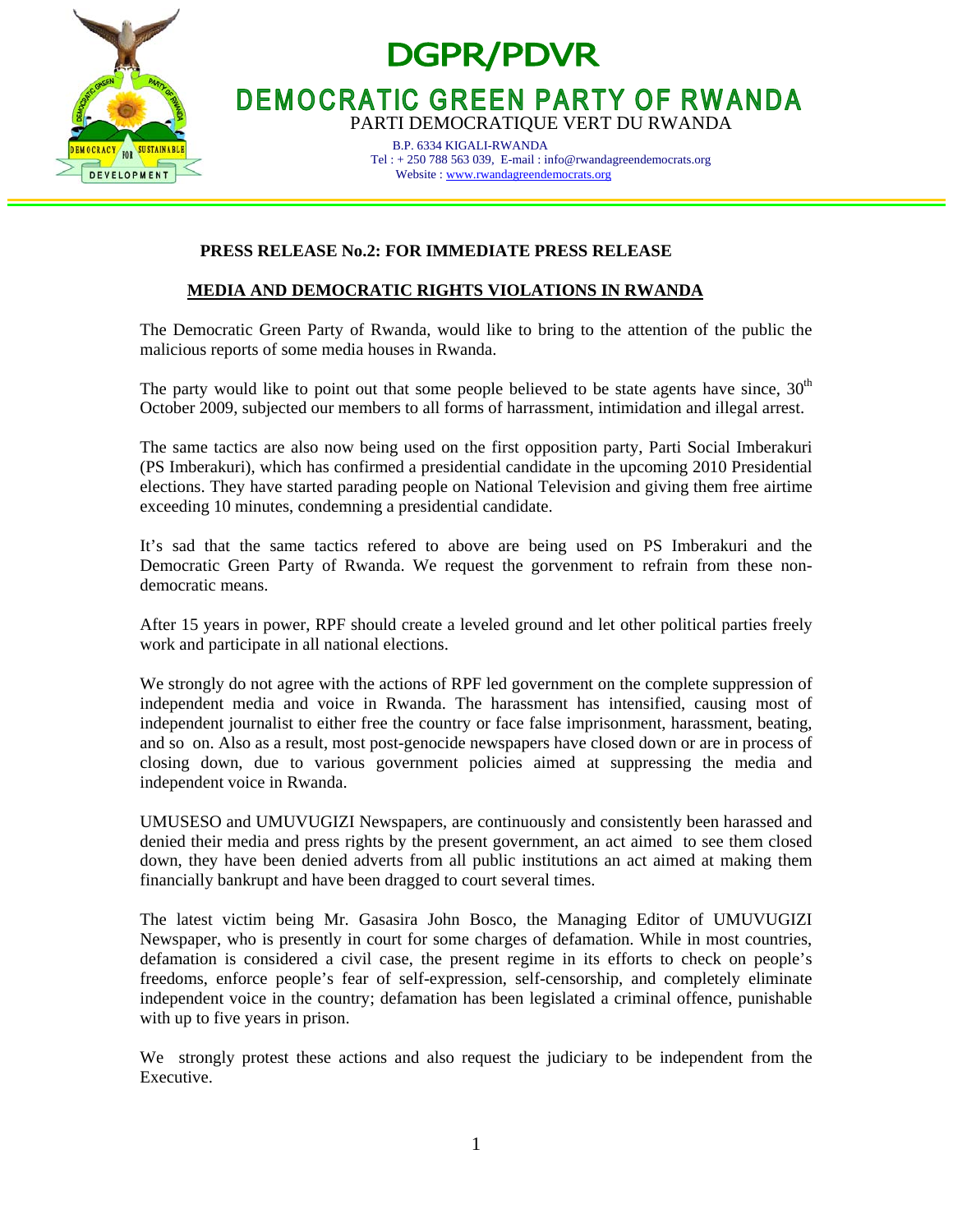# DGPR/PDVR

## DEMOCRATIC GREEN PARTY OF RWANDA

PARTI DEMOCRATIQUE VERT DU RWANDA

B.P. 6334 KIGALI-RWANDA
Tel : + 250 788 563 039, E-mail : info@rwandagreendemocrats.org
Website : www.rwandagreendemocrats.org

**PRESS RELEASE No.2: FOR IMMEDIATE PRESS RELEASE**

**MEDIA AND DEMOCRATIC RIGHTS VIOLATIONS IN RWANDA**

The Democratic Green Party of Rwanda, would like to bring to the attention of the public the malicious reports of some media houses in Rwanda.

The party would like to point out that some people believed to be state agents have since, 30th October 2009, subjected our members to all forms of harrassment, intimidation and illegal arrest.

The same tactics are also now being used on the first opposition party, Parti Social Imberakuri (PS Imberakuri), which has confirmed a presidential candidate in the upcoming 2010 Presidential elections. They have started parading people on National Television and giving them free airtime exceeding 10 minutes, condemning a presidential candidate.

It's sad that the same tactics refered to above are being used on PS Imberakuri and the Democratic Green Party of Rwanda. We request the gorvenment to refrain from these non-democratic means.

After 15 years in power, RPF should create a leveled ground and let other political parties freely work and participate in all national elections.

We strongly do not agree with the actions of RPF led government on the complete suppression of independent media and voice in Rwanda. The harassment has intensified, causing most of independent journalist to either free the country or face false imprisonment, harassment, beating, and so on. Also as a result, most post-genocide newspapers have closed down or are in process of closing down, due to various government policies aimed at suppressing the media and independent voice in Rwanda.

UMUSESO and UMUVUGIZI Newspapers, are continuously and consistently been harassed and denied their media and press rights by the present government, an act aimed to see them closed down, they have been denied adverts from all public institutions an act aimed at making them financially bankrupt and have been dragged to court several times.

The latest victim being Mr. Gasasira John Bosco, the Managing Editor of UMUVUGIZI Newspaper, who is presently in court for some charges of defamation. While in most countries, defamation is considered a civil case, the present regime in its efforts to check on people's freedoms, enforce people's fear of self-expression, self-censorship, and completely eliminate independent voice in the country; defamation has been legislated a criminal offence, punishable with up to five years in prison.

We strongly protest these actions and also request the judiciary to be independent from the Executive.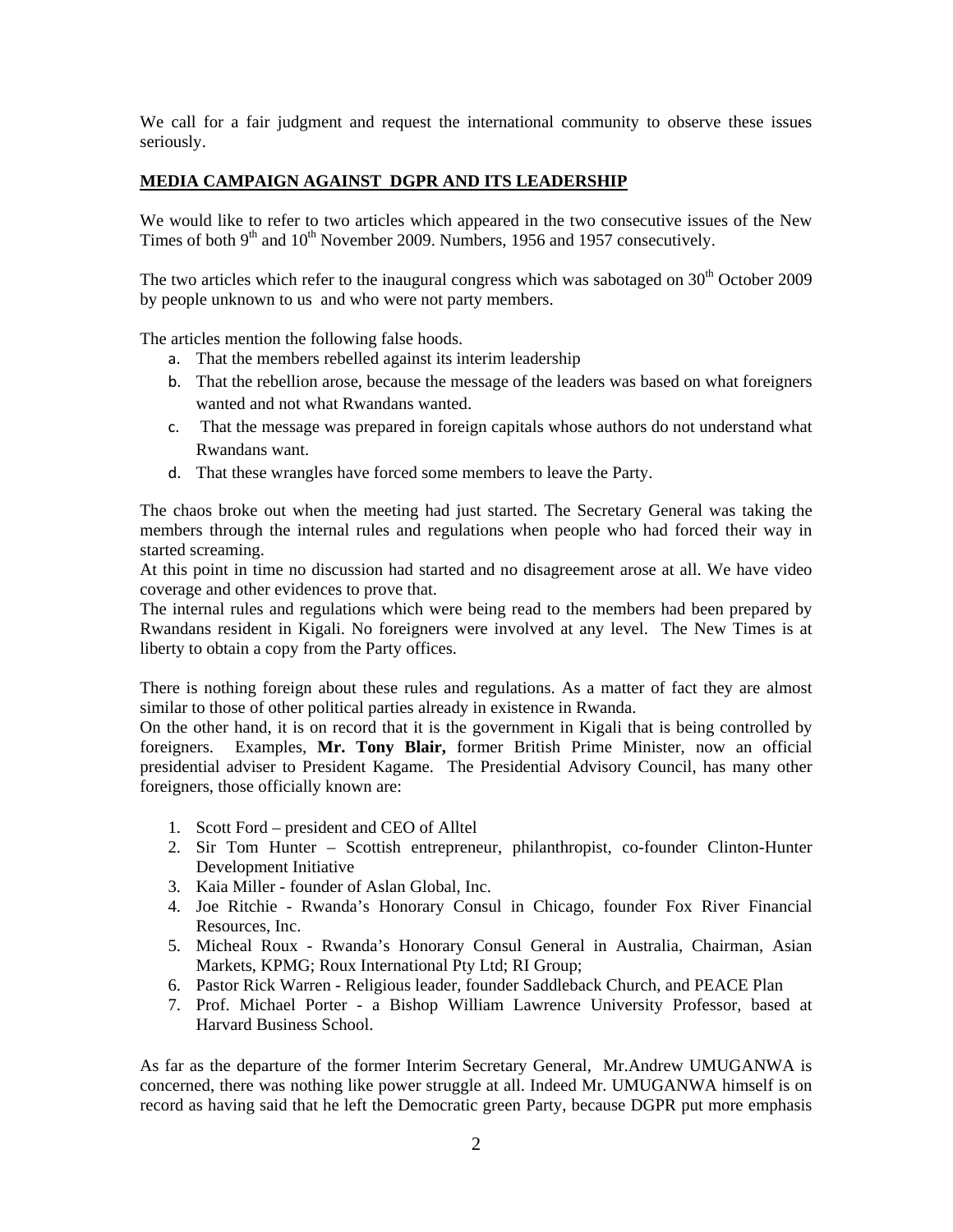We call for a fair judgment and request the international community to observe these issues seriously.

**MEDIA CAMPAIGN AGAINST DGPR AND ITS LEADERSHIP**

We would like to refer to two articles which appeared in the two consecutive issues of the New Times of both 9th and 10th November 2009. Numbers, 1956 and 1957 consecutively.

The two articles which refer to the inaugural congress which was sabotaged on 30th October 2009 by people unknown to us and who were not party members.

The articles mention the following false hoods.

a. That the members rebelled against its interim leadership
b. That the rebellion arose, because the message of the leaders was based on what foreigners wanted and not what Rwandans wanted.
c. That the message was prepared in foreign capitals whose authors do not understand what Rwandans want.
d. That these wrangles have forced some members to leave the Party.

The chaos broke out when the meeting had just started. The Secretary General was taking the members through the internal rules and regulations when people who had forced their way in started screaming.

At this point in time no discussion had started and no disagreement arose at all. We have video coverage and other evidences to prove that.

The internal rules and regulations which were being read to the members had been prepared by Rwandans resident in Kigali. No foreigners were involved at any level. The New Times is at liberty to obtain a copy from the Party offices.

There is nothing foreign about these rules and regulations. As a matter of fact they are almost similar to those of other political parties already in existence in Rwanda.

On the other hand, it is on record that it is the government in Kigali that is being controlled by foreigners. Examples, **Mr. Tony Blair,** former British Prime Minister, now an official presidential adviser to President Kagame. The Presidential Advisory Council, has many other foreigners, those officially known are:

1. Scott Ford – president and CEO of Alltel
2. Sir Tom Hunter – Scottish entrepreneur, philanthropist, co-founder Clinton-Hunter Development Initiative
3. Kaia Miller - founder of Aslan Global, Inc.
4. Joe Ritchie - Rwanda's Honorary Consul in Chicago, founder Fox River Financial Resources, Inc.
5. Micheal Roux - Rwanda's Honorary Consul General in Australia, Chairman, Asian Markets, KPMG; Roux International Pty Ltd; RI Group;
6. Pastor Rick Warren - Religious leader, founder Saddleback Church, and PEACE Plan
7. Prof. Michael Porter - a Bishop William Lawrence University Professor, based at Harvard Business School.

As far as the departure of the former Interim Secretary General, Mr.Andrew UMUGANWA is concerned, there was nothing like power struggle at all. Indeed Mr. UMUGANWA himself is on record as having said that he left the Democratic green Party, because DGPR put more emphasis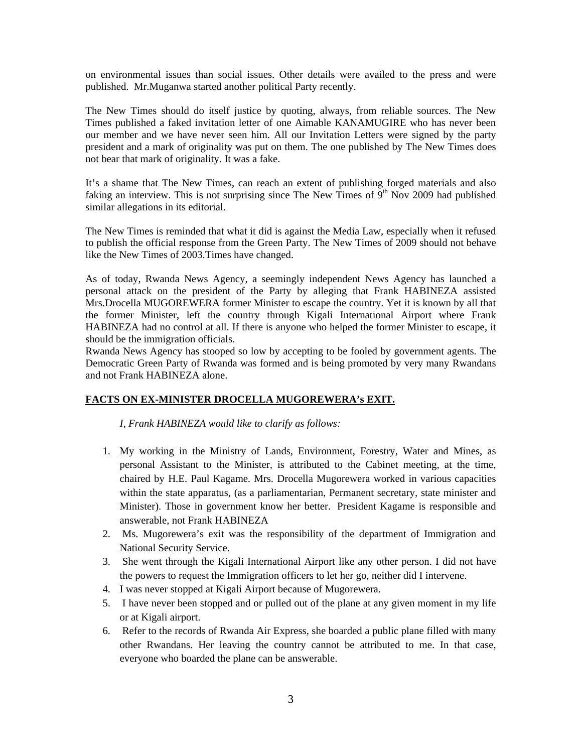on environmental issues than social issues. Other details were availed to the press and were published. Mr.Muganwa started another political Party recently.

The New Times should do itself justice by quoting, always, from reliable sources. The New Times published a faked invitation letter of one Aimable KANAMUGIRE who has never been our member and we have never seen him. All our Invitation Letters were signed by the party president and a mark of originality was put on them. The one published by The New Times does not bear that mark of originality. It was a fake.

It's a shame that The New Times, can reach an extent of publishing forged materials and also faking an interview. This is not surprising since The New Times of 9th Nov 2009 had published similar allegations in its editorial.

The New Times is reminded that what it did is against the Media Law, especially when it refused to publish the official response from the Green Party. The New Times of 2009 should not behave like the New Times of 2003.Times have changed.

As of today, Rwanda News Agency, a seemingly independent News Agency has launched a personal attack on the president of the Party by alleging that Frank HABINEZA assisted Mrs.Drocella MUGOREWERA former Minister to escape the country. Yet it is known by all that the former Minister, left the country through Kigali International Airport where Frank HABINEZA had no control at all. If there is anyone who helped the former Minister to escape, it should be the immigration officials.
Rwanda News Agency has stooped so low by accepting to be fooled by government agents. The Democratic Green Party of Rwanda was formed and is being promoted by very many Rwandans and not Frank HABINEZA alone.

**FACTS ON EX-MINISTER DROCELLA MUGOREWERA's EXIT.**

*I, Frank HABINEZA would like to clarify as follows:*

1. My working in the Ministry of Lands, Environment, Forestry, Water and Mines, as personal Assistant to the Minister, is attributed to the Cabinet meeting, at the time, chaired by H.E. Paul Kagame. Mrs. Drocella Mugorewera worked in various capacities within the state apparatus, (as a parliamentarian, Permanent secretary, state minister and Minister). Those in government know her better. President Kagame is responsible and answerable, not Frank HABINEZA
2. Ms. Mugorewera's exit was the responsibility of the department of Immigration and National Security Service.
3. She went through the Kigali International Airport like any other person. I did not have the powers to request the Immigration officers to let her go, neither did I intervene.
4. I was never stopped at Kigali Airport because of Mugorewera.
5. I have never been stopped and or pulled out of the plane at any given moment in my life or at Kigali airport.
6. Refer to the records of Rwanda Air Express, she boarded a public plane filled with many other Rwandans. Her leaving the country cannot be attributed to me. In that case, everyone who boarded the plane can be answerable.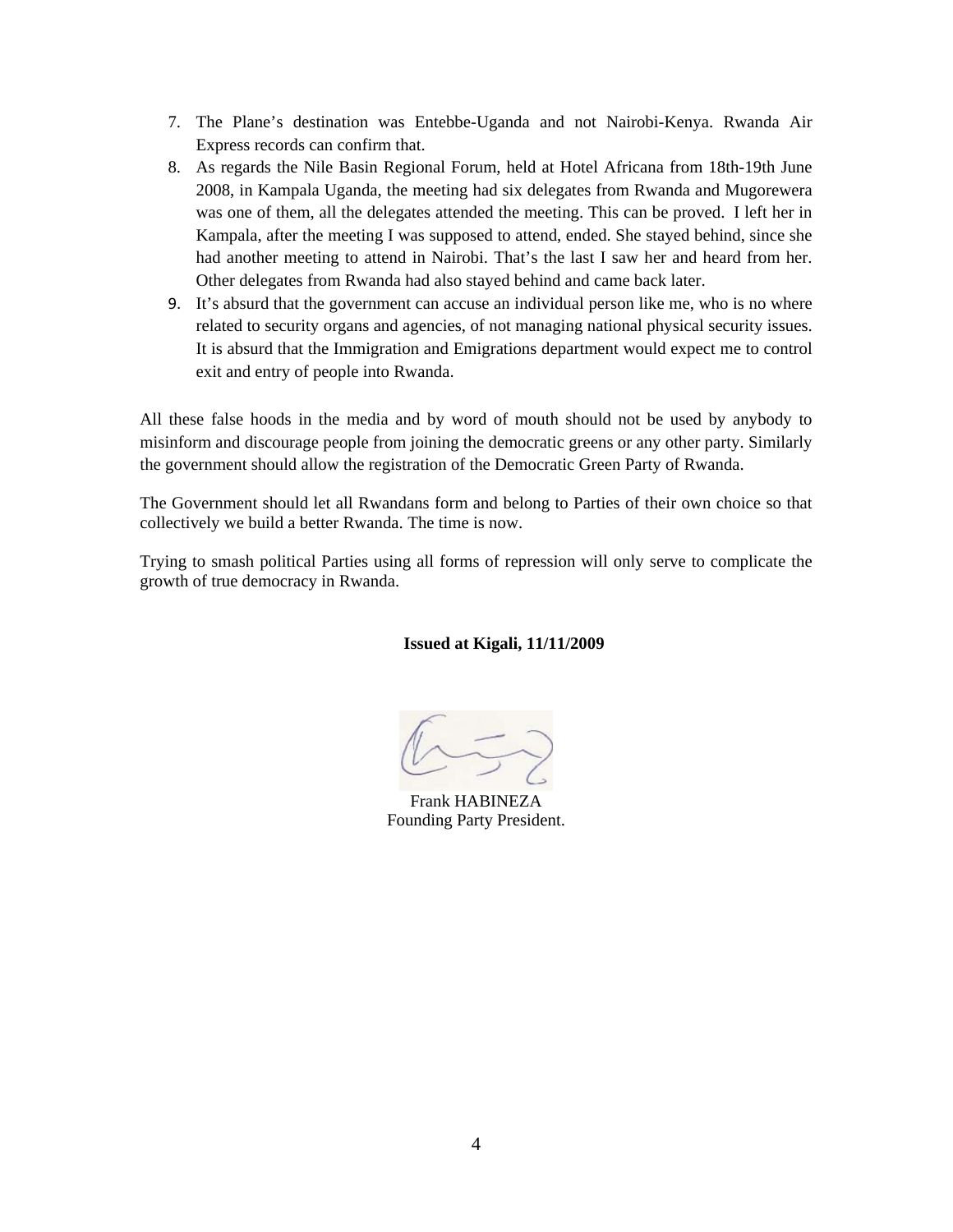7. The Plane's destination was Entebbe-Uganda and not Nairobi-Kenya. Rwanda Air Express records can confirm that.
8. As regards the Nile Basin Regional Forum, held at Hotel Africana from 18th-19th June 2008, in Kampala Uganda, the meeting had six delegates from Rwanda and Mugorewera was one of them, all the delegates attended the meeting. This can be proved. I left her in Kampala, after the meeting I was supposed to attend, ended. She stayed behind, since she had another meeting to attend in Nairobi. That's the last I saw her and heard from her. Other delegates from Rwanda had also stayed behind and came back later.
9. It's absurd that the government can accuse an individual person like me, who is no where related to security organs and agencies, of not managing national physical security issues. It is absurd that the Immigration and Emigrations department would expect me to control exit and entry of people into Rwanda.

All these false hoods in the media and by word of mouth should not be used by anybody to misinform and discourage people from joining the democratic greens or any other party. Similarly the government should allow the registration of the Democratic Green Party of Rwanda.

The Government should let all Rwandans form and belong to Parties of their own choice so that collectively we build a better Rwanda. The time is now.

Trying to smash political Parties using all forms of repression will only serve to complicate the growth of true democracy in Rwanda.

**Issued at Kigali, 11/11/2009**

Frank HABINEZA
Founding Party President.